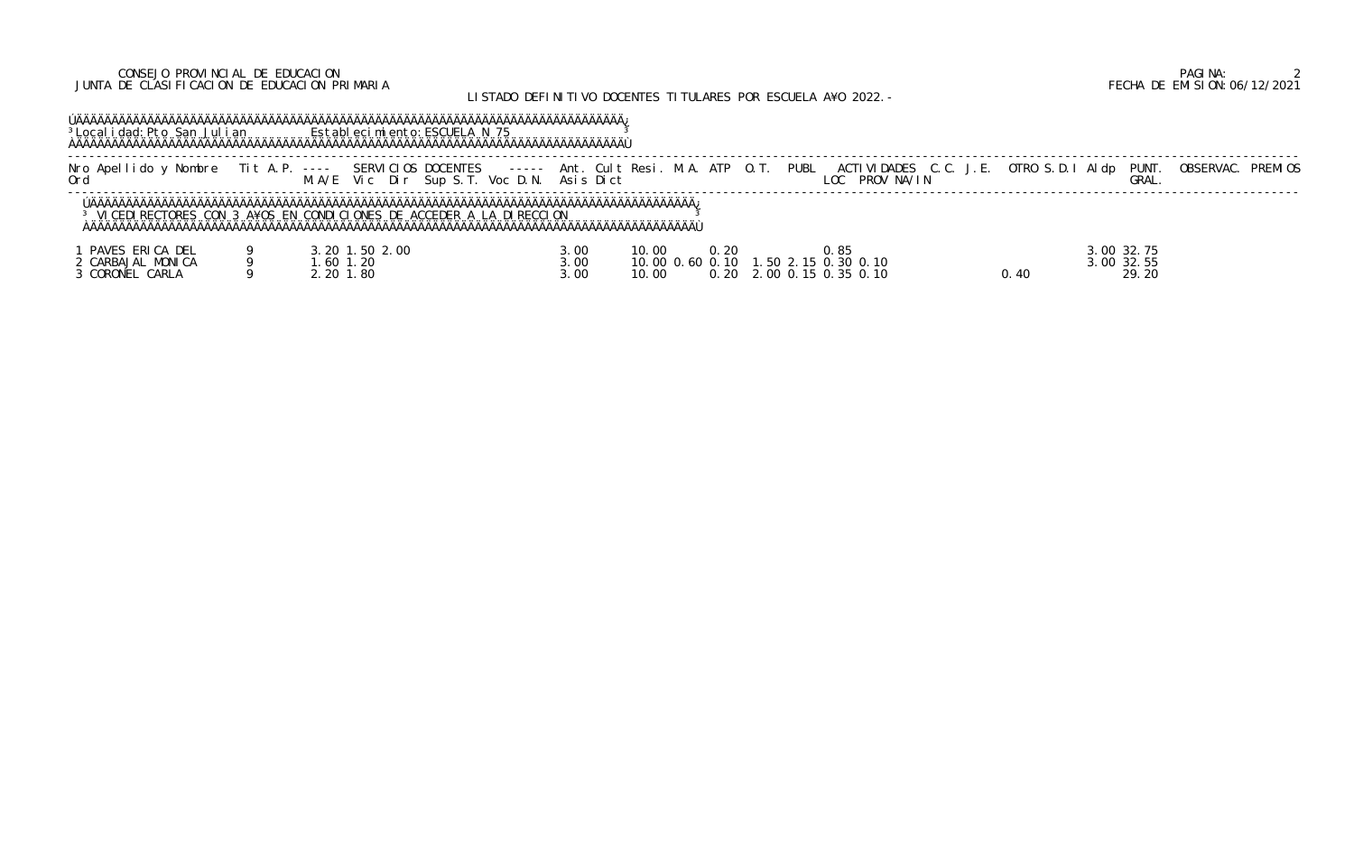CONSEJO PROVINCIAL DE EDUCACION
JUNTA DE CLASIFICACION DE EDUCACION PRIMARIA

FECHA DE EMISION:06/12/2021

LISTADO DEFINITIVO DOCENTES TITULARES POR ESCUELA A¥O 2022.-

Localidad: Pto San Julian — Establecimiento: ESCUELA N 75

VICEDIRECTORES CON 3 A¥OS EN CONDICIONES DE ACCEDER A LA DIRECCION

| Nro Ord | Apellido y Nombre | Tit | A.P. | M.A/E | Vic | Dir | Sup | S.T. | Voc | D.N. | Asis | Dict | Ant. | Cult | Resi. | M.A. | ATP | O.T. | PUBL | ACTIVIDADES | LOC | PROV | NA/IN | C.C. | J.E. | OTRO | S.D.I | Aldp | PUNT. GRAL. | OBSERVAC. | PREMIOS |
|---|---|---|---|---|---|---|---|---|---|---|---|---|---|---|---|---|---|---|---|---|---|---|---|---|---|---|---|---|---|---|---|
| 1 | PAVES ERICA DEL | 9 | | 3.20 | 1.50 | 2.00 | | | | | | | 3.00 | | 10.00 | | 0.20 | | | | 0.85 | | | | | | | 3.00 | 32.75 | | |
| 2 | CARBAJAL MONICA | 9 | | 1.60 | 1.20 | | | | | | | | 3.00 | | 10.00 | 0.60 | 0.10 | | 1.50 | 2.15 | 0.30 | 0.10 | | | | | | 3.00 | 32.55 | | |
| 3 | CORONEL CARLA | 9 | | 2.20 | 1.80 | | | | | | | | 3.00 | | 10.00 | | 0.20 | | 2.00 | 0.15 | 0.35 | 0.10 | | | | 0.40 | | | 29.20 | | |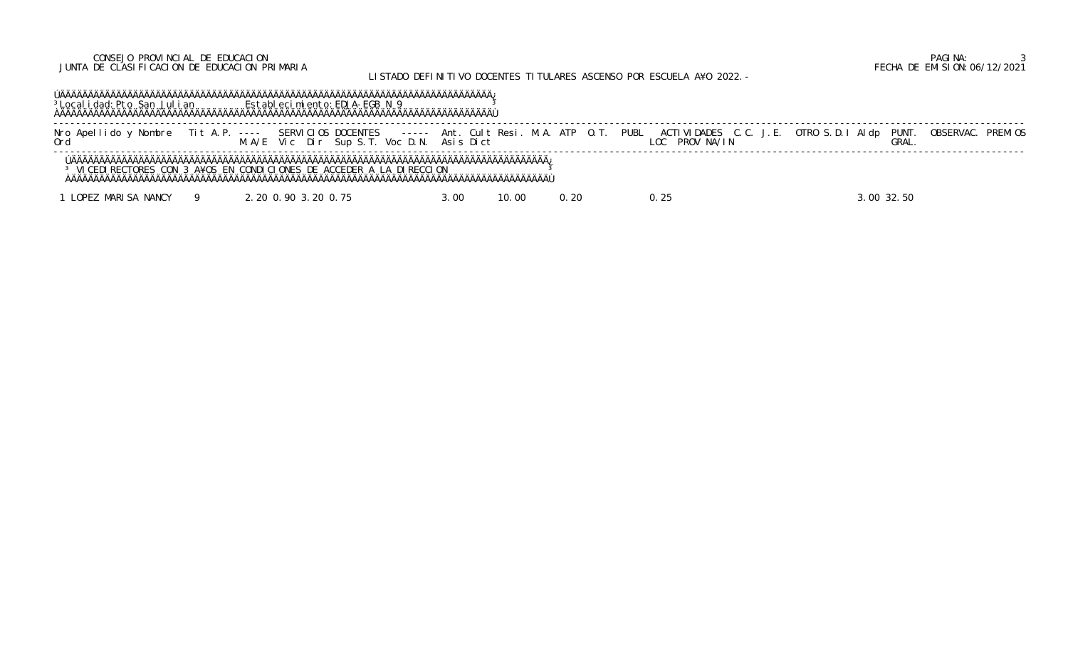CONSEJO PROVINCIAL DE EDUCACION
JUNTA DE CLASIFICACION DE EDUCACION PRIMARIA

FECHA DE EMISION:06/12/2021

LISTADO DEFINITIVO DOCENTES TITULARES ASCENSO POR ESCUELA A¥O 2022.-

Localidad: Pto San Julian — Establecimiento: EDJA-EGB N 9

VICEDIRECTORES CON 3 A¥OS EN CONDICIONES DE ACCEDER A LA DIRECCION

| Nro Ord | Apellido y Nombre | Tit | A.P. | SERVICIOS DOCENTES M.A/E | Vic | Dir | Sup | S.T. | Voc | D.N. | Ant. Asis | Cult Dict | Resi. | M.A. | ATP | O.T. | PUBL | ACTIVIDADES LOC | PROV | NA/IN | C.C. | J.E. | OTRO | S.D.I | Aldp | PUNT. GRAL. | OBSERVAC. | PREMIOS |
|---|---|---|---|---|---|---|---|---|---|---|---|---|---|---|---|---|---|---|---|---|---|---|---|---|---|---|---|---|
| 1 | LOPEZ MARISA NANCY | 9 | | 2.20 | 0.90 | 3.20 | 0.75 | | | | 3.00 | | 10.00 | | 0.20 | | | 0.25 | | | | | | | 3.00 | 32.50 | | |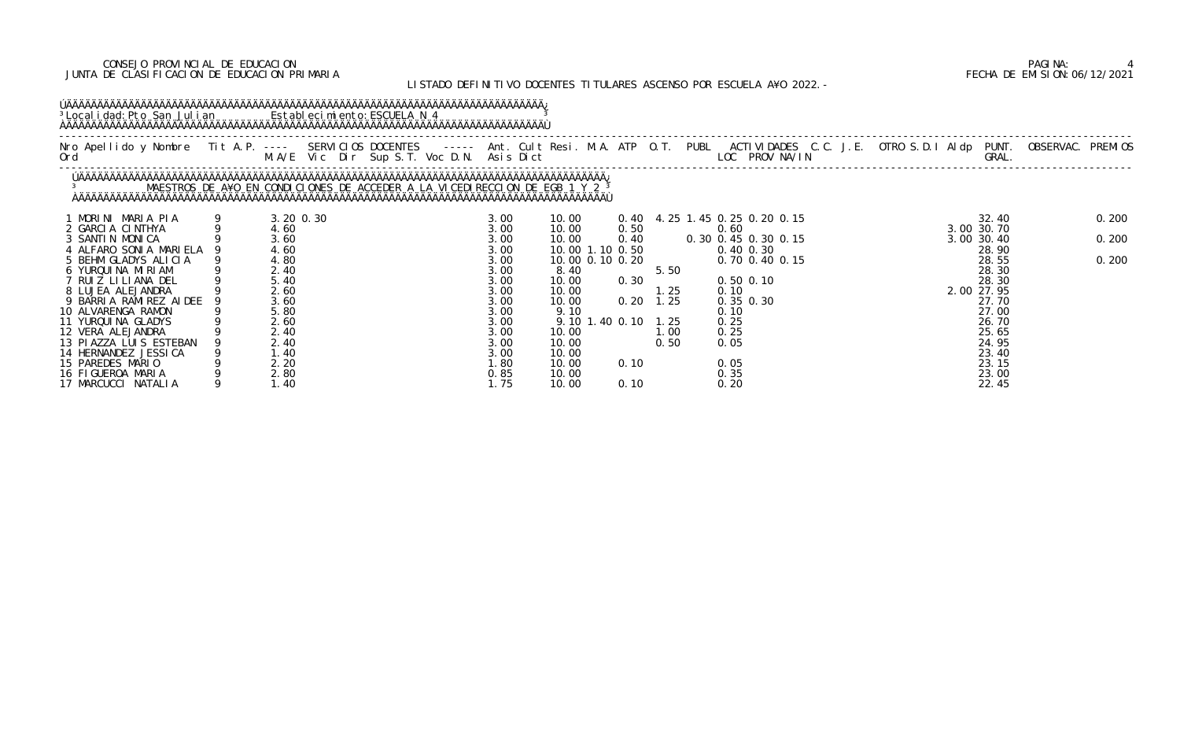CONSEJO PROVINCIAL DE EDUCACION
JUNTA DE CLASIFICACION DE EDUCACION PRIMARIA

PAGINA: 4
FECHA DE EMISION: 06/12/2021

LISTADO DEFINITIVO DOCENTES TITULARES ASCENSO POR ESCUELA A¥O 2022.-

Localidad: Pto San Julian    Establecimiento: ESCUELA N 4

MAESTROS DE A¥O EN CONDICIONES DE ACCEDER A LA VICEDIRECCION DE EGB 1 Y 2

| Nro Ord | Apellido y Nombre | Tit | A.P. | ---- | SERVICIOS DOCENTES M.A/E | Vic | Dir | Sup | S.T. | Voc | D.N. | ----- | Ant. | Cult | Resi. | M.A. | ATP | O.T. | PUBL | ACTIVIDADES LOC | PROV | NA/IN | C.C. | J.E. | OTRO | S.D.I | Aldp | PUNT. GRAL. | OBSERVAC. | PREMIOS |
|---|---|---|---|---|---|---|---|---|---|---|---|---|---|---|---|---|---|---|---|---|---|---|---|---|---|---|---|---|---|---|
| 1 | MORINI MARIA PIA | 9 | | | 3.20 | 0.30 | | | | | | 3.00 | | 10.00 | | | 0.40 | 4.25 | 1.45 | 0.25 | 0.20 | 0.15 | | | | | | 32.40 | | 0.200 |
| 2 | GARCIA CINTHYA | 9 | | | 4.60 | | | | | | | 3.00 | | 10.00 | | | 0.50 | | | 0.60 | | | | | | | 3.00 | 30.70 | | |
| 3 | SANTIN MONICA | 9 | | | 3.60 | | | | | | | 3.00 | | 10.00 | | | 0.40 | | 0.30 | 0.45 | 0.30 | 0.15 | | | | | 3.00 | 30.40 | | 0.200 |
| 4 | ALFARO SONIA MARIELA | 9 | | | 4.60 | | | | | | | 3.00 | | 10.00 | | 1.10 | 0.50 | | | 0.40 | 0.30 | | | | | | | 28.90 | | |
| 5 | BEHM GLADYS ALICIA | 9 | | | 4.80 | | | | | | | 3.00 | | 10.00 | | 0.10 | 0.20 | | | 0.70 | 0.40 | 0.15 | | | | | | 28.55 | | 0.200 |
| 6 | YURQUINA MIRIAM | 9 | | | 2.40 | | | | | | | 3.00 | | 8.40 | | | | 5.50 | | | | | | | | | | 28.30 | | |
| 7 | RUIZ LILIANA DEL | 9 | | | 5.40 | | | | | | | 3.00 | | 10.00 | | | 0.30 | | | 0.50 | 0.10 | | | | | | | 28.30 | | |
| 8 | LUJEA ALEJANDRA | 9 | | | 2.60 | | | | | | | 3.00 | | 10.00 | | | | 1.25 | | 0.10 | | | | | | | 2.00 | 27.95 | | |
| 9 | BARRIA RAMIREZ AIDEE | 9 | | | 3.60 | | | | | | | 3.00 | | 10.00 | | | 0.20 | 1.25 | | 0.35 | 0.30 | | | | | | | 27.70 | | |
| 10 | ALVARENGA RAMON | 9 | | | 5.80 | | | | | | | 3.00 | | 9.10 | | | | | | 0.10 | | | | | | | | 27.00 | | |
| 11 | YURQUINA GLADYS | 9 | | | 2.60 | | | | | | | 3.00 | | 9.10 | | 1.40 | 0.10 | 1.25 | | 0.25 | | | | | | | | 26.70 | | |
| 12 | VERA ALEJANDRA | 9 | | | 2.40 | | | | | | | 3.00 | | 10.00 | | | | 1.00 | | 0.25 | | | | | | | | 25.65 | | |
| 13 | PIAZZA LUIS ESTEBAN | 9 | | | 2.40 | | | | | | | 3.00 | | 10.00 | | | | 0.50 | | 0.05 | | | | | | | | 24.95 | | |
| 14 | HERNANDEZ JESSICA | 9 | | | 1.40 | | | | | | | 3.00 | | 10.00 | | | | | | | | | | | | | | 23.40 | | |
| 15 | PAREDES MARIO | 9 | | | 2.20 | | | | | | | 1.80 | | 10.00 | | | 0.10 | | | 0.05 | | | | | | | | 23.15 | | |
| 16 | FIGUEROA MARIA | 9 | | | 2.80 | | | | | | | 0.85 | | 10.00 | | | | | | 0.35 | | | | | | | | 23.00 | | |
| 17 | MARCUCCI NATALIA | 9 | | | 1.40 | | | | | | | 1.75 | | 10.00 | | | 0.10 | | | 0.20 | | | | | | | | 22.45 | | |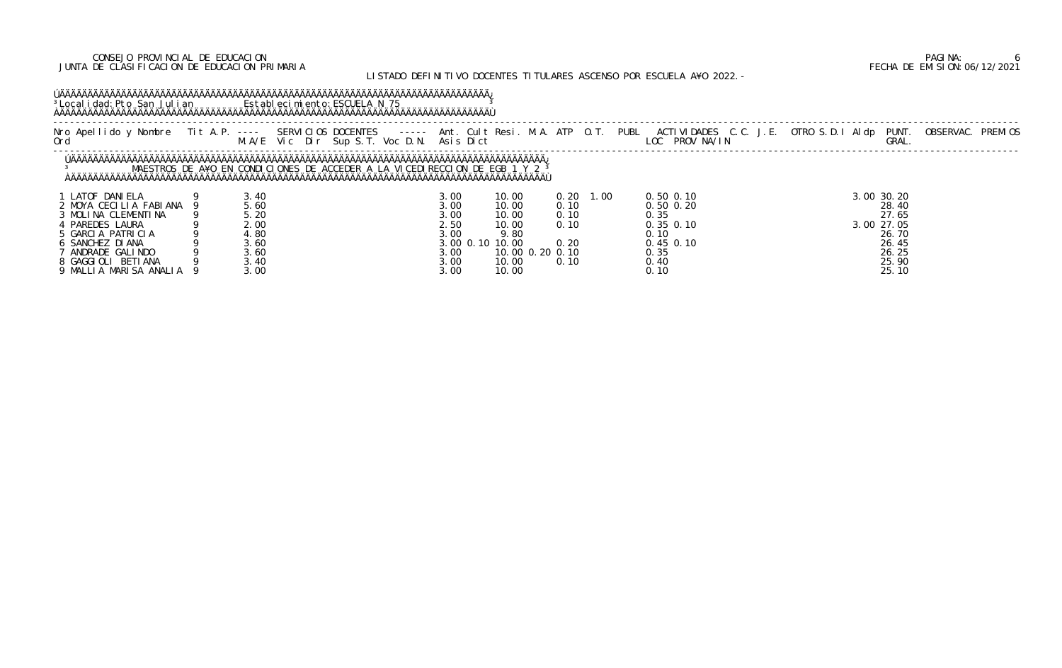CONSEJO PROVINCIAL DE EDUCACION
JUNTA DE CLASIFICACION DE EDUCACION PRIMARIA

FECHA DE EMISION: 06/12/2021

LISTADO DEFINITIVO DOCENTES TITULARES ASCENSO POR ESCUELA A¥O 2022.-

Localidad: Pto San Julian    Establecimiento: ESCUELA N 75

MAESTROS DE A¥O EN CONDICIONES DE ACCEDER A LA VICEDIRECCION DE EGB 1 Y 2

| Nro Ord | Apellido y Nombre | Tit | A.P. | SERVICIOS DOCENTES M.A/E | Vic | Dir | Sup | S.T. | Voc | D.N. | Ant. Asis | Cult | Resi. Dict | M.A. | ATP | O.T. | PUBL | ACTIVIDADES LOC | PROV | NA/IN | C.C. | J.E. | OTRO | S.D.I | Aldp | PUNT. GRAL. | OBSERVAC. | PREMIOS |
|---|---|---|---|---|---|---|---|---|---|---|---|---|---|---|---|---|---|---|---|---|---|---|---|---|---|---|---|---|
| 1 | LATOF DANIELA | 9 | | 3.40 | | | | | | | 3.00 | | 10.00 | | | 0.20 | 1.00 | 0.50 | 0.10 | | | | | | 3.00 | 30.20 | | |
| 2 | MOYA CECILIA FABIANA | 9 | | 5.60 | | | | | | | 3.00 | | 10.00 | | | 0.10 | | 0.50 | 0.20 | | | | | | | 28.40 | | |
| 3 | MOLINA CLEMENTINA | 9 | | 5.20 | | | | | | | 3.00 | | 10.00 | | | 0.10 | | 0.35 | | | | | | | | 27.65 | | |
| 4 | PAREDES LAURA | 9 | | 2.00 | | | | | | | 2.50 | | 10.00 | | | 0.10 | | 0.35 | 0.10 | | | | | | 3.00 | 27.05 | | |
| 5 | GARCIA PATRICIA | 9 | | 4.80 | | | | | | | 3.00 | | 9.80 | | | | | 0.10 | | | | | | | | 26.70 | | |
| 6 | SANCHEZ DIANA | 9 | | 3.60 | | | | | | | 3.00 | 0.10 | 10.00 | | | 0.20 | | 0.45 | 0.10 | | | | | | | 26.45 | | |
| 7 | ANDRADE GALINDO | 9 | | 3.60 | | | | | | | 3.00 | | 10.00 | | 0.20 | 0.10 | | 0.35 | | | | | | | | 26.25 | | |
| 8 | GAGGIOLI BETIANA | 9 | | 3.40 | | | | | | | 3.00 | | 10.00 | | | 0.10 | | 0.40 | | | | | | | | 25.90 | | |
| 9 | MALLIA MARISA ANALIA | 9 | | 3.00 | | | | | | | 3.00 | | 10.00 | | | | | 0.10 | | | | | | | | 25.10 | | |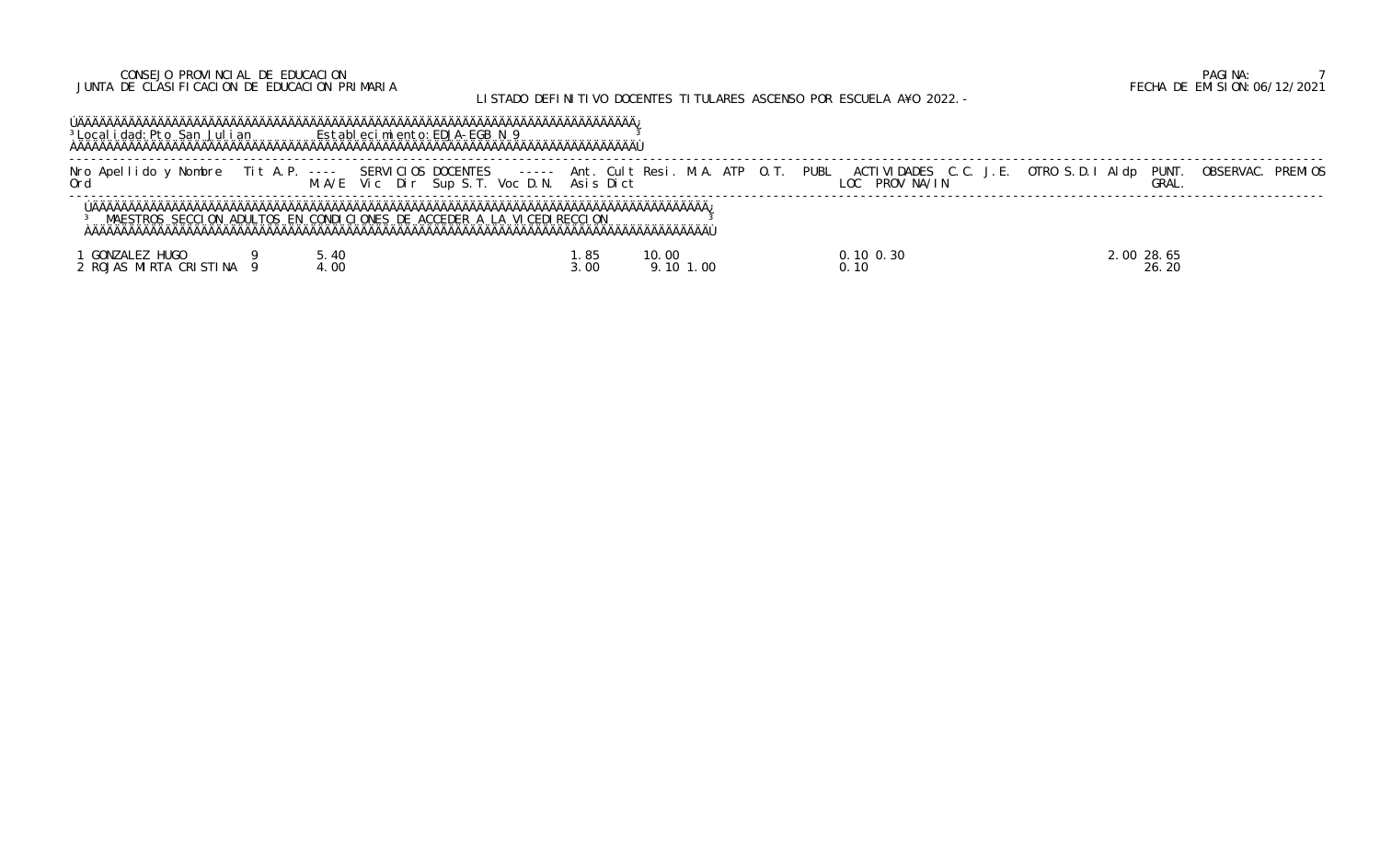CONSEJO PROVINCIAL DE EDUCACION
JUNTA DE CLASIFICACION DE EDUCACION PRIMARIA

LISTADO DEFINITIVO DOCENTES TITULARES ASCENSO POR ESCUELA A¥O 2022.-

FECHA DE EMISION: 06/12/2021

**Localidad: Pto San Julian Establecimiento: EDJA-EGB N 9**

**MAESTROS SECCION ADULTOS EN CONDICIONES DE ACCEDER A LA VICEDIRECCION**

| Nro Ord | Apellido y Nombre | Tit | A.P. | SERVICIOS DOCENTES M.A/E | Vic | Dir | Sup | S.T. | Voc | D.N. | Ant. Asis | Cult Dict | Resi. | M.A. | ATP | O.T. | PUBL | ACTIVIDADES LOC | PROV | NA/IN | C.C. | J.E. | OTRO | S.D.I | Aldp | PUNT. GRAL. | OBSERVAC. | PREMIOS |
|---|---|---|---|---|---|---|---|---|---|---|---|---|---|---|---|---|---|---|---|---|---|---|---|---|---|---|---|---|
| 1 | GONZALEZ HUGO | 9 | | 5.40 | | | | | | | 1.85 | | 10.00 | | | | | 0.10 | 0.30 | | | | | | 2.00 | 28.65 | | |
| 2 | ROJAS MIRTA CRISTINA | 9 | | 4.00 | | | | | | | 3.00 | | 9.10 | 1.00 | | | | 0.10 | | | | | | | | 26.20 | | |